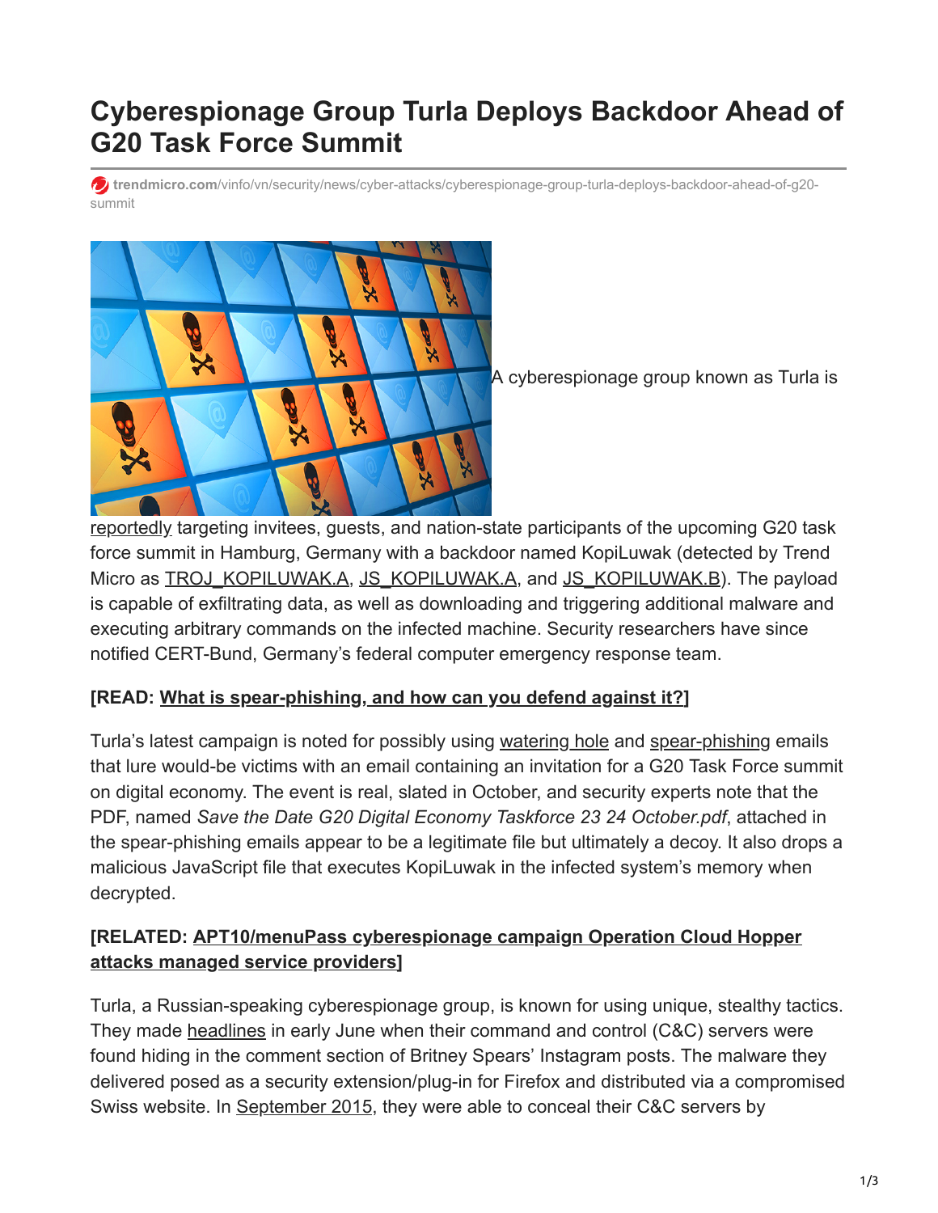# Cyberespionage Group Turla Deploys Backdoor Ahead of G20 Task Force Summit

trendmicro.com/vinfo/vn/security/news/cyber-attacks/cyberespionage-group-turla-deploys-backdoor-ahead-of-g20-summit

A cyberespionage group known as Turla is reportedly targeting invitees, guests, and nation-state participants of the upcoming G20 task force summit in Hamburg, Germany with a backdoor named KopiLuwak (detected by Trend Micro as TROJ_KOPILUWAK.A, JS_KOPILUWAK.A, and JS_KOPILUWAK.B). The payload is capable of exfiltrating data, as well as downloading and triggering additional malware and executing arbitrary commands on the infected machine. Security researchers have since notified CERT-Bund, Germany's federal computer emergency response team.

**[READ: What is spear-phishing, and how can you defend against it?]**

Turla's latest campaign is noted for possibly using watering hole and spear-phishing emails that lure would-be victims with an email containing an invitation for a G20 Task Force summit on digital economy. The event is real, slated in October, and security experts note that the PDF, named *Save the Date G20 Digital Economy Taskforce 23 24 October.pdf*, attached in the spear-phishing emails appear to be a legitimate file but ultimately a decoy. It also drops a malicious JavaScript file that executes KopiLuwak in the infected system's memory when decrypted.

**[RELATED: APT10/menuPass cyberespionage campaign Operation Cloud Hopper attacks managed service providers]**

Turla, a Russian-speaking cyberespionage group, is known for using unique, stealthy tactics. They made headlines in early June when their command and control (C&C) servers were found hiding in the comment section of Britney Spears' Instagram posts. The malware they delivered posed as a security extension/plug-in for Firefox and distributed via a compromised Swiss website. In September 2015, they were able to conceal their C&C servers by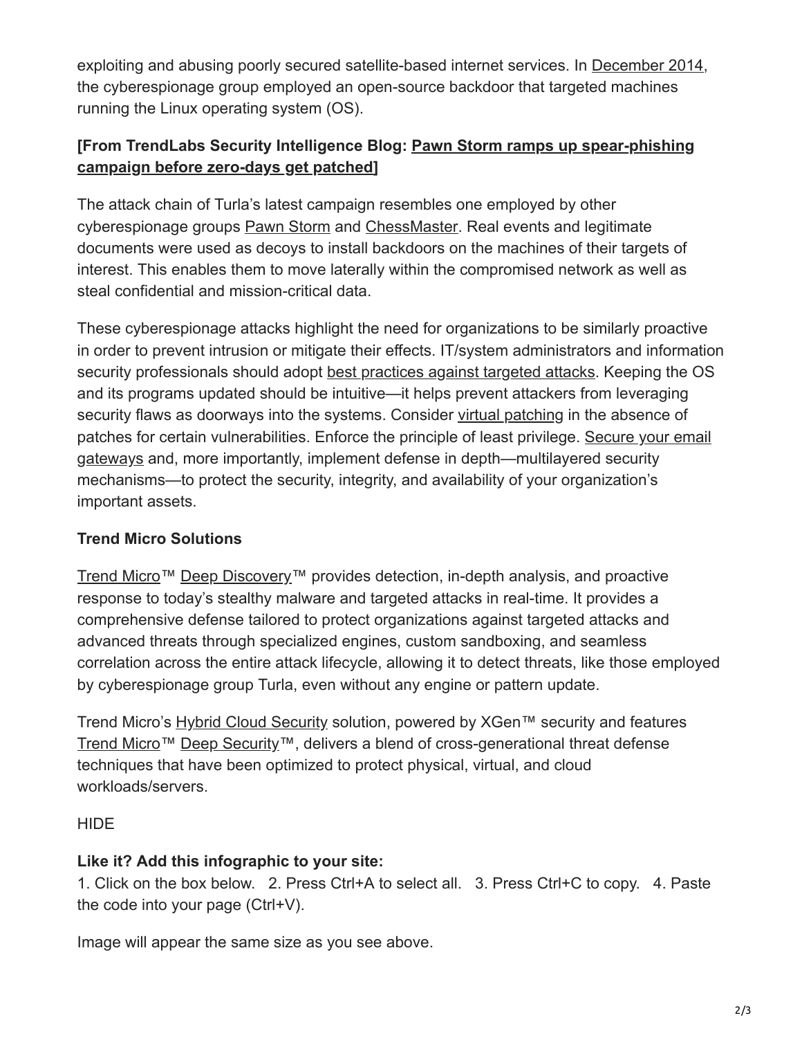exploiting and abusing poorly secured satellite-based internet services. In December 2014, the cyberespionage group employed an open-source backdoor that targeted machines running the Linux operating system (OS).

**[From TrendLabs Security Intelligence Blog: Pawn Storm ramps up spear-phishing campaign before zero-days get patched]**

The attack chain of Turla's latest campaign resembles one employed by other cyberespionage groups Pawn Storm and ChessMaster. Real events and legitimate documents were used as decoys to install backdoors on the machines of their targets of interest. This enables them to move laterally within the compromised network as well as steal confidential and mission-critical data.

These cyberespionage attacks highlight the need for organizations to be similarly proactive in order to prevent intrusion or mitigate their effects. IT/system administrators and information security professionals should adopt best practices against targeted attacks. Keeping the OS and its programs updated should be intuitive—it helps prevent attackers from leveraging security flaws as doorways into the systems. Consider virtual patching in the absence of patches for certain vulnerabilities. Enforce the principle of least privilege. Secure your email gateways and, more importantly, implement defense in depth—multilayered security mechanisms—to protect the security, integrity, and availability of your organization's important assets.

**Trend Micro Solutions**

Trend Micro™ Deep Discovery™ provides detection, in-depth analysis, and proactive response to today's stealthy malware and targeted attacks in real-time. It provides a comprehensive defense tailored to protect organizations against targeted attacks and advanced threats through specialized engines, custom sandboxing, and seamless correlation across the entire attack lifecycle, allowing it to detect threats, like those employed by cyberespionage group Turla, even without any engine or pattern update.

Trend Micro's Hybrid Cloud Security solution, powered by XGen™ security and features Trend Micro™ Deep Security™, delivers a blend of cross-generational threat defense techniques that have been optimized to protect physical, virtual, and cloud workloads/servers.

HIDE

**Like it? Add this infographic to your site:**
1. Click on the box below. 2. Press Ctrl+A to select all. 3. Press Ctrl+C to copy. 4. Paste the code into your page (Ctrl+V).

Image will appear the same size as you see above.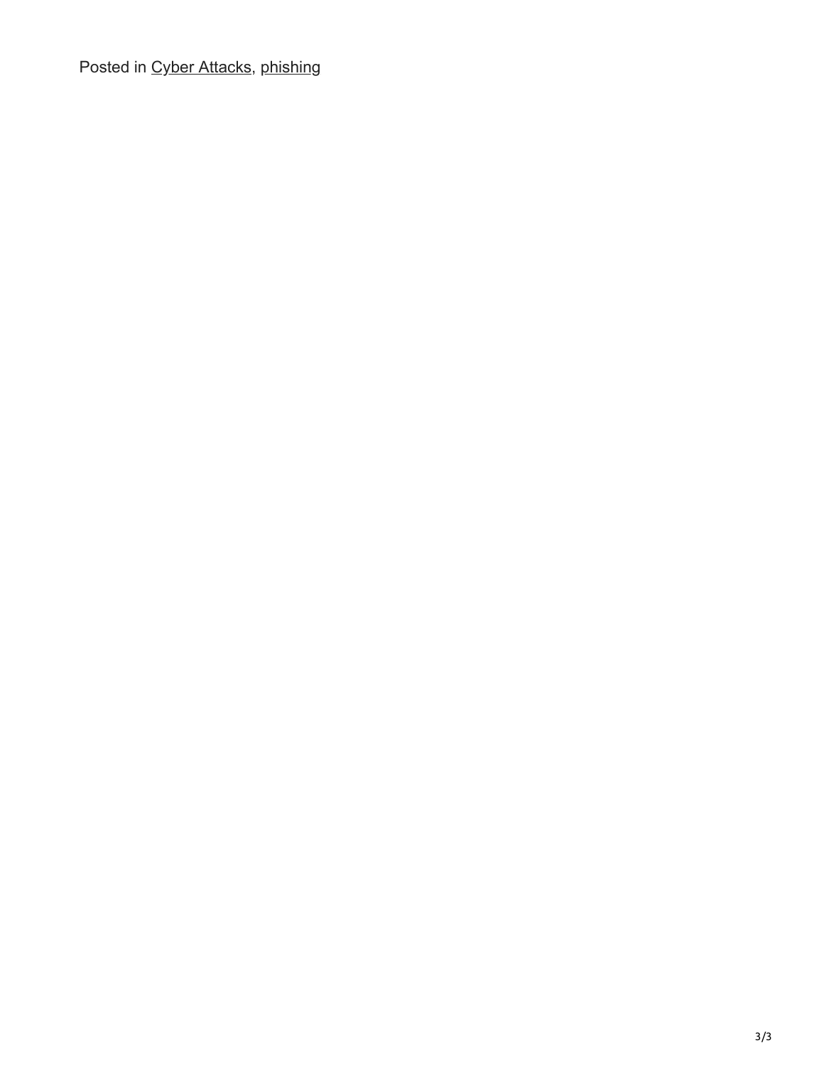Posted in Cyber Attacks, phishing